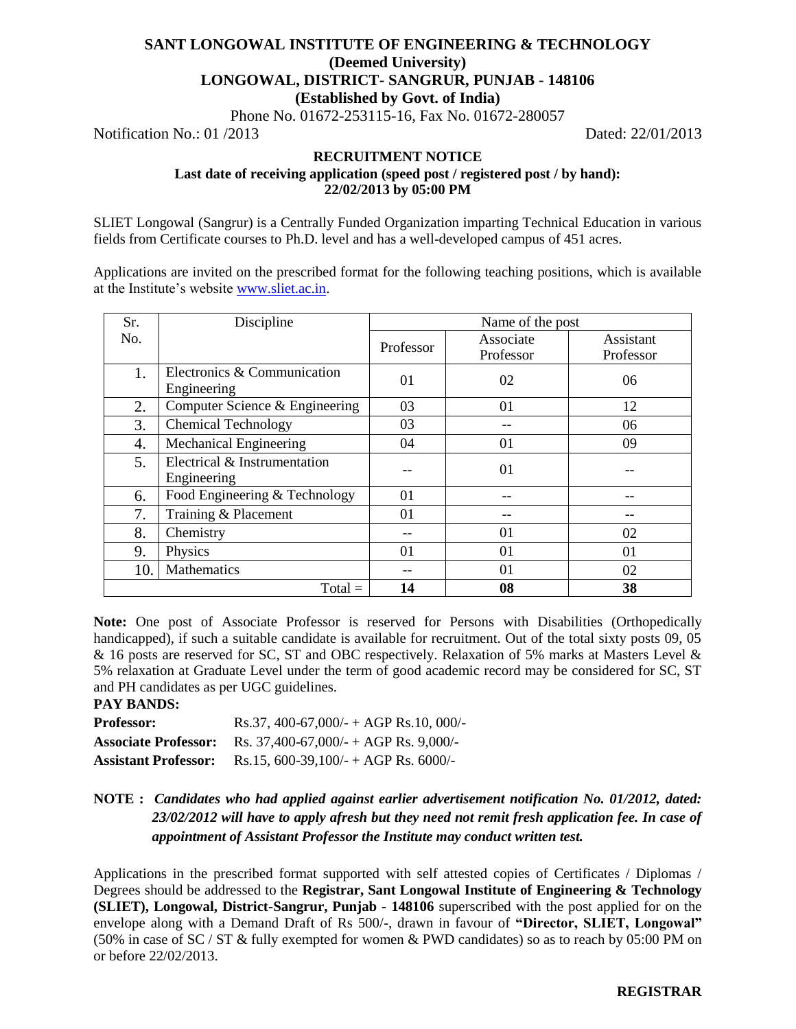# SANT LONGOWAL INSTITUTE OF ENGINEERING & TECHNOLOGY
## (Deemed University)
## LONGOWAL, DISTRICT- SANGRUR, PUNJAB - 148106
## (Established by Govt. of India)

Phone No. 01672-253115-16, Fax No. 01672-280057

Notification No.: 01 /2013 Dated: 22/01/2013

**RECRUITMENT NOTICE**

**Last date of receiving application (speed post / registered post / by hand): 22/02/2013 by 05:00 PM**

SLIET Longowal (Sangrur) is a Centrally Funded Organization imparting Technical Education in various fields from Certificate courses to Ph.D. level and has a well-developed campus of 451 acres.

Applications are invited on the prescribed format for the following teaching positions, which is available at the Institute's website www.sliet.ac.in.

| Sr. No. | Discipline | Name of the post | | |
|---|---|---|---|---|
| | | Professor | Associate Professor | Assistant Professor |
| 1. | Electronics & Communication Engineering | 01 | 02 | 06 |
| 2. | Computer Science & Engineering | 03 | 01 | 12 |
| 3. | Chemical Technology | 03 | -- | 06 |
| 4. | Mechanical Engineering | 04 | 01 | 09 |
| 5. | Electrical & Instrumentation Engineering | -- | 01 | -- |
| 6. | Food Engineering & Technology | 01 | -- | -- |
| 7. | Training & Placement | 01 | -- | -- |
| 8. | Chemistry | -- | 01 | 02 |
| 9. | Physics | 01 | 01 | 01 |
| 10. | Mathematics | -- | 01 | 02 |
| | Total = | **14** | **08** | **38** |

**Note:** One post of Associate Professor is reserved for Persons with Disabilities (Orthopedically handicapped), if such a suitable candidate is available for recruitment. Out of the total sixty posts 09, 05 & 16 posts are reserved for SC, ST and OBC respectively. Relaxation of 5% marks at Masters Level & 5% relaxation at Graduate Level under the term of good academic record may be considered for SC, ST and PH candidates as per UGC guidelines.

**PAY BANDS:**

**Professor:** Rs.37, 400-67,000/- + AGP Rs.10, 000/-

**Associate Professor:** Rs. 37,400-67,000/- + AGP Rs. 9,000/-

**Assistant Professor:** Rs.15, 600-39,100/- + AGP Rs. 6000/-

**NOTE :** ***Candidates who had applied against earlier advertisement notification No. 01/2012, dated: 23/02/2012 will have to apply afresh but they need not remit fresh application fee. In case of appointment of Assistant Professor the Institute may conduct written test.***

Applications in the prescribed format supported with self attested copies of Certificates / Diplomas / Degrees should be addressed to the **Registrar, Sant Longowal Institute of Engineering & Technology (SLIET), Longowal, District-Sangrur, Punjab - 148106** superscribed with the post applied for on the envelope along with a Demand Draft of Rs 500/-, drawn in favour of **"Director, SLIET, Longowal"** (50% in case of SC / ST & fully exempted for women & PWD candidates) so as to reach by 05:00 PM on or before 22/02/2013.

**REGISTRAR**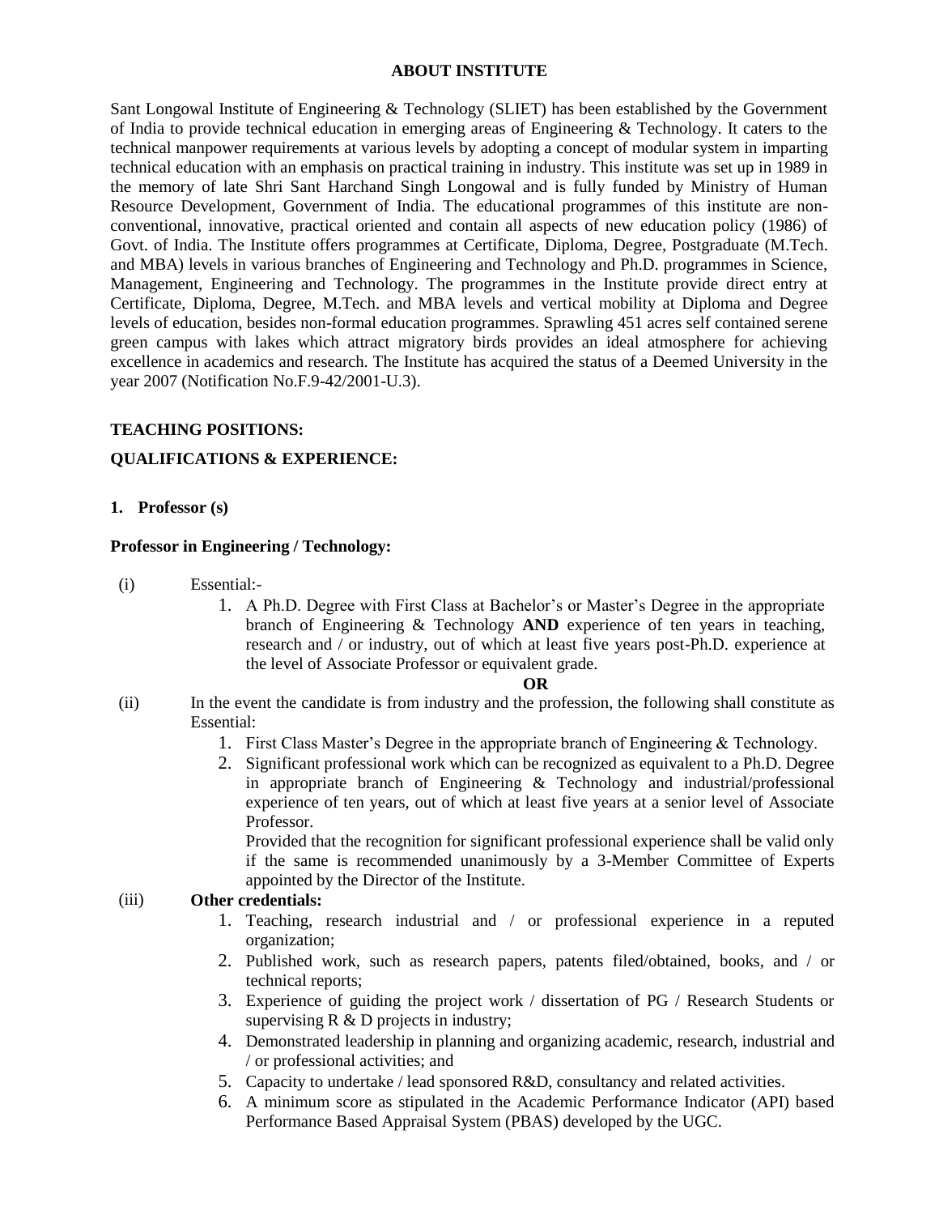## ABOUT INSTITUTE

Sant Longowal Institute of Engineering & Technology (SLIET) has been established by the Government of India to provide technical education in emerging areas of Engineering & Technology. It caters to the technical manpower requirements at various levels by adopting a concept of modular system in imparting technical education with an emphasis on practical training in industry. This institute was set up in 1989 in the memory of late Shri Sant Harchand Singh Longowal and is fully funded by Ministry of Human Resource Development, Government of India. The educational programmes of this institute are non-conventional, innovative, practical oriented and contain all aspects of new education policy (1986) of Govt. of India. The Institute offers programmes at Certificate, Diploma, Degree, Postgraduate (M.Tech. and MBA) levels in various branches of Engineering and Technology and Ph.D. programmes in Science, Management, Engineering and Technology. The programmes in the Institute provide direct entry at Certificate, Diploma, Degree, M.Tech. and MBA levels and vertical mobility at Diploma and Degree levels of education, besides non-formal education programmes. Sprawling 451 acres self contained serene green campus with lakes which attract migratory birds provides an ideal atmosphere for achieving excellence in academics and research. The Institute has acquired the status of a Deemed University in the year 2007 (Notification No.F.9-42/2001-U.3).

**TEACHING POSITIONS:**

**QUALIFICATIONS & EXPERIENCE:**

**1. Professor (s)**

**Professor in Engineering / Technology:**

(i) Essential:-

1. A Ph.D. Degree with First Class at Bachelor's or Master's Degree in the appropriate branch of Engineering & Technology **AND** experience of ten years in teaching, research and / or industry, out of which at least five years post-Ph.D. experience at the level of Associate Professor or equivalent grade.

**OR**

(ii) In the event the candidate is from industry and the profession, the following shall constitute as Essential:

1. First Class Master's Degree in the appropriate branch of Engineering & Technology.
2. Significant professional work which can be recognized as equivalent to a Ph.D. Degree in appropriate branch of Engineering & Technology and industrial/professional experience of ten years, out of which at least five years at a senior level of Associate Professor.

   Provided that the recognition for significant professional experience shall be valid only if the same is recommended unanimously by a 3-Member Committee of Experts appointed by the Director of the Institute.

(iii) **Other credentials:**

1. Teaching, research industrial and / or professional experience in a reputed organization;
2. Published work, such as research papers, patents filed/obtained, books, and / or technical reports;
3. Experience of guiding the project work / dissertation of PG / Research Students or supervising R & D projects in industry;
4. Demonstrated leadership in planning and organizing academic, research, industrial and / or professional activities; and
5. Capacity to undertake / lead sponsored R&D, consultancy and related activities.
6. A minimum score as stipulated in the Academic Performance Indicator (API) based Performance Based Appraisal System (PBAS) developed by the UGC.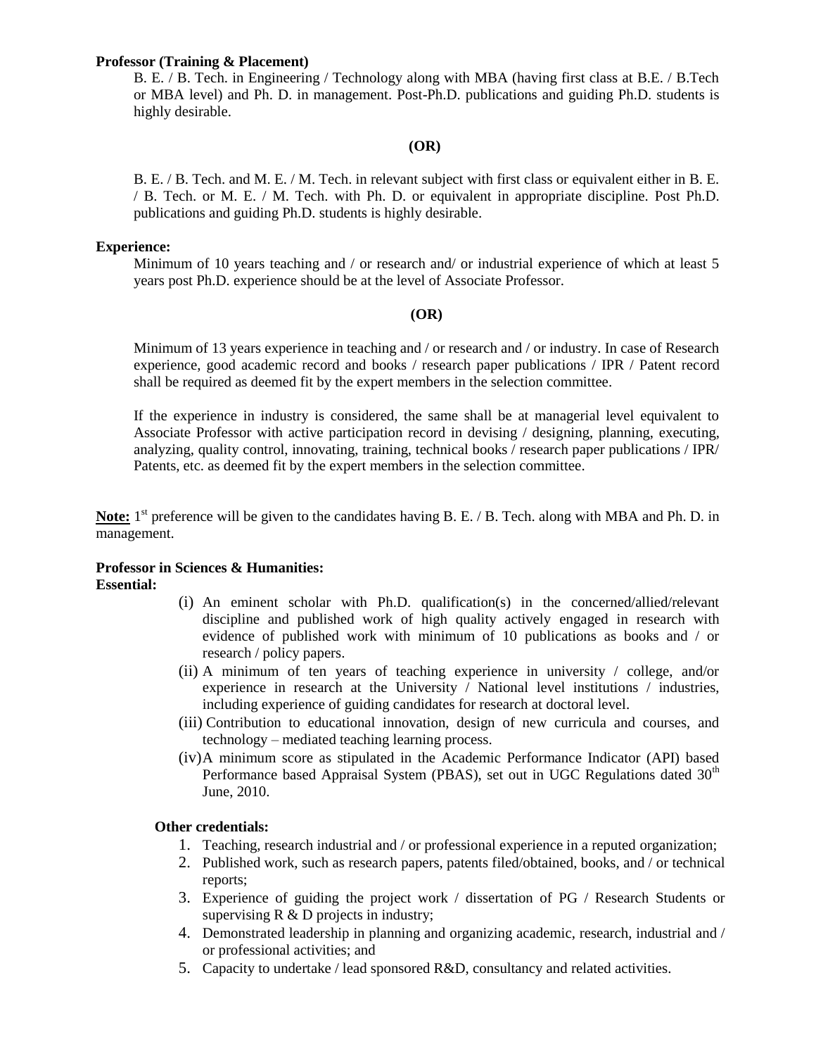**Professor (Training & Placement)**

B. E. / B. Tech. in Engineering / Technology along with MBA (having first class at B.E. / B.Tech or MBA level) and Ph. D. in management. Post-Ph.D. publications and guiding Ph.D. students is highly desirable.

**(OR)**

B. E. / B. Tech. and M. E. / M. Tech. in relevant subject with first class or equivalent either in B. E. / B. Tech. or M. E. / M. Tech. with Ph. D. or equivalent in appropriate discipline. Post Ph.D. publications and guiding Ph.D. students is highly desirable.

**Experience:**

Minimum of 10 years teaching and / or research and/ or industrial experience of which at least 5 years post Ph.D. experience should be at the level of Associate Professor.

**(OR)**

Minimum of 13 years experience in teaching and / or research and / or industry. In case of Research experience, good academic record and books / research paper publications / IPR / Patent record shall be required as deemed fit by the expert members in the selection committee.

If the experience in industry is considered, the same shall be at managerial level equivalent to Associate Professor with active participation record in devising / designing, planning, executing, analyzing, quality control, innovating, training, technical books / research paper publications / IPR/ Patents, etc. as deemed fit by the expert members in the selection committee.

**Note:** 1st preference will be given to the candidates having B. E. / B. Tech. along with MBA and Ph. D. in management.

**Professor in Sciences & Humanities:**

**Essential:**

(i) An eminent scholar with Ph.D. qualification(s) in the concerned/allied/relevant discipline and published work of high quality actively engaged in research with evidence of published work with minimum of 10 publications as books and / or research / policy papers.

(ii) A minimum of ten years of teaching experience in university / college, and/or experience in research at the University / National level institutions / industries, including experience of guiding candidates for research at doctoral level.

(iii) Contribution to educational innovation, design of new curricula and courses, and technology – mediated teaching learning process.

(iv) A minimum score as stipulated in the Academic Performance Indicator (API) based Performance based Appraisal System (PBAS), set out in UGC Regulations dated 30th June, 2010.

**Other credentials:**

1. Teaching, research industrial and / or professional experience in a reputed organization;
2. Published work, such as research papers, patents filed/obtained, books, and / or technical reports;
3. Experience of guiding the project work / dissertation of PG / Research Students or supervising R & D projects in industry;
4. Demonstrated leadership in planning and organizing academic, research, industrial and / or professional activities; and
5. Capacity to undertake / lead sponsored R&D, consultancy and related activities.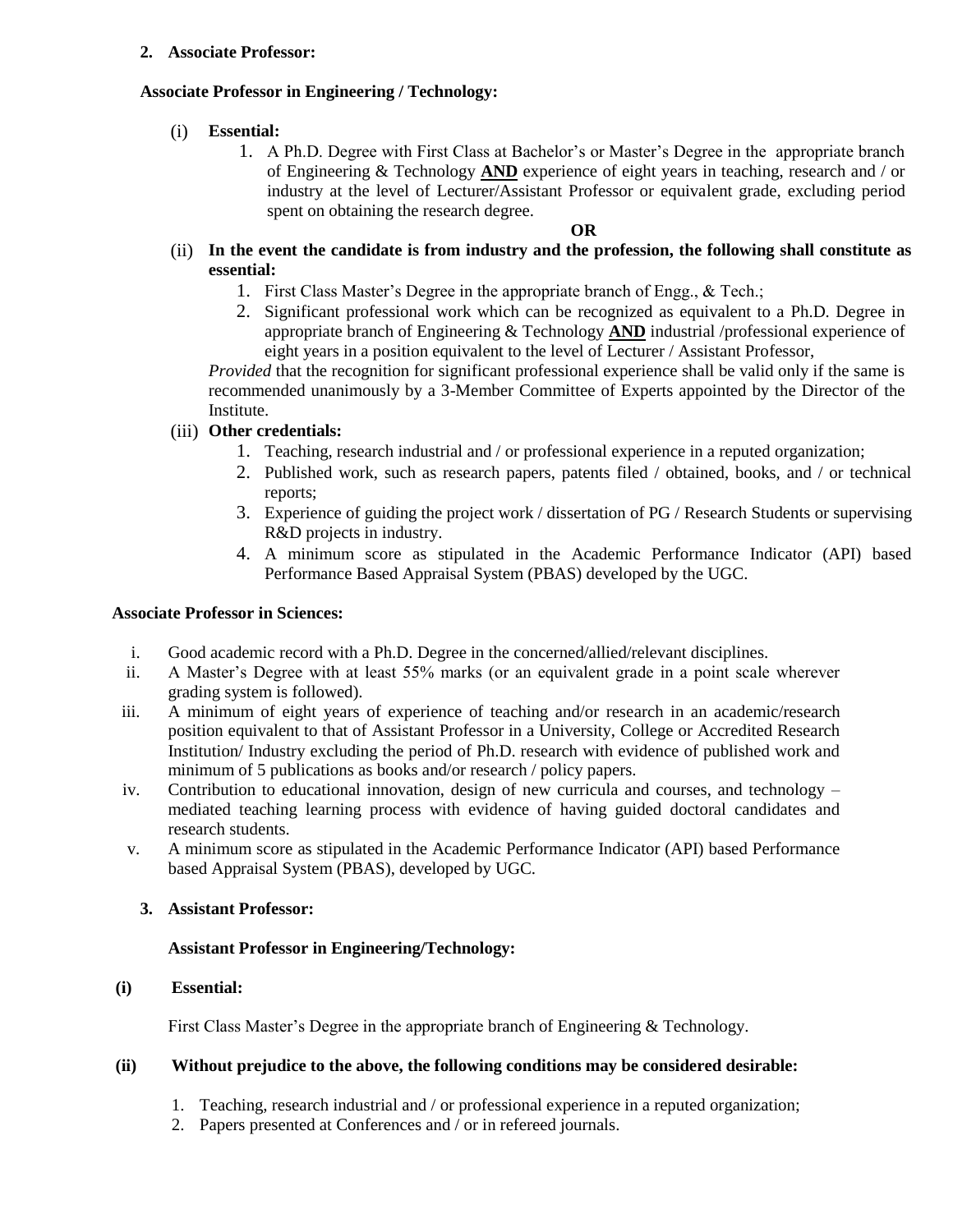**2. Associate Professor:**

**Associate Professor in Engineering / Technology:**

(i) **Essential:**

1. A Ph.D. Degree with First Class at Bachelor's or Master's Degree in the appropriate branch of Engineering & Technology **AND** experience of eight years in teaching, research and / or industry at the level of Lecturer/Assistant Professor or equivalent grade, excluding period spent on obtaining the research degree.

**OR**

(ii) **In the event the candidate is from industry and the profession, the following shall constitute as essential:**

1. First Class Master's Degree in the appropriate branch of Engg., & Tech.;
2. Significant professional work which can be recognized as equivalent to a Ph.D. Degree in appropriate branch of Engineering & Technology **AND** industrial /professional experience of eight years in a position equivalent to the level of Lecturer / Assistant Professor,

*Provided* that the recognition for significant professional experience shall be valid only if the same is recommended unanimously by a 3-Member Committee of Experts appointed by the Director of the Institute.

(iii) **Other credentials:**

1. Teaching, research industrial and / or professional experience in a reputed organization;
2. Published work, such as research papers, patents filed / obtained, books, and / or technical reports;
3. Experience of guiding the project work / dissertation of PG / Research Students or supervising R&D projects in industry.
4. A minimum score as stipulated in the Academic Performance Indicator (API) based Performance Based Appraisal System (PBAS) developed by the UGC.

**Associate Professor in Sciences:**

i. Good academic record with a Ph.D. Degree in the concerned/allied/relevant disciplines.
ii. A Master's Degree with at least 55% marks (or an equivalent grade in a point scale wherever grading system is followed).
iii. A minimum of eight years of experience of teaching and/or research in an academic/research position equivalent to that of Assistant Professor in a University, College or Accredited Research Institution/ Industry excluding the period of Ph.D. research with evidence of published work and minimum of 5 publications as books and/or research / policy papers.
iv. Contribution to educational innovation, design of new curricula and courses, and technology – mediated teaching learning process with evidence of having guided doctoral candidates and research students.
v. A minimum score as stipulated in the Academic Performance Indicator (API) based Performance based Appraisal System (PBAS), developed by UGC.

**3. Assistant Professor:**

**Assistant Professor in Engineering/Technology:**

**(i) Essential:**

First Class Master's Degree in the appropriate branch of Engineering & Technology.

**(ii) Without prejudice to the above, the following conditions may be considered desirable:**

1. Teaching, research industrial and / or professional experience in a reputed organization;
2. Papers presented at Conferences and / or in refereed journals.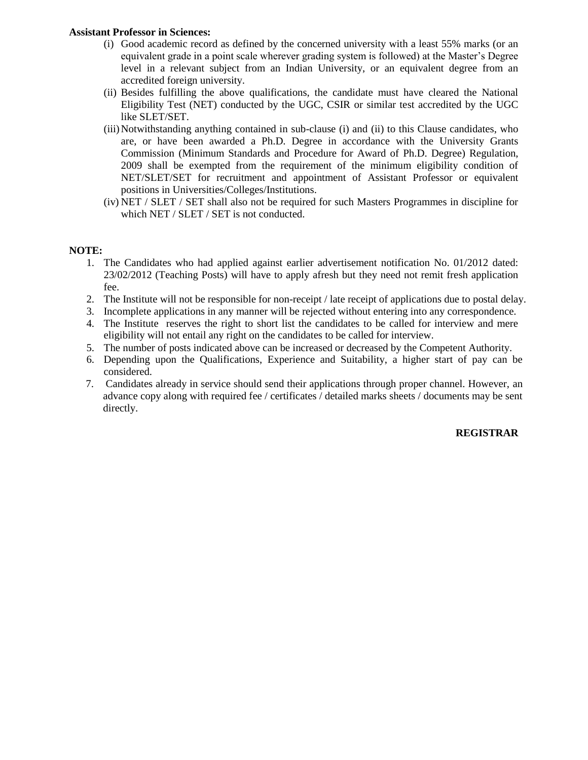**Assistant Professor in Sciences:**

(i) Good academic record as defined by the concerned university with a least 55% marks (or an equivalent grade in a point scale wherever grading system is followed) at the Master's Degree level in a relevant subject from an Indian University, or an equivalent degree from an accredited foreign university.

(ii) Besides fulfilling the above qualifications, the candidate must have cleared the National Eligibility Test (NET) conducted by the UGC, CSIR or similar test accredited by the UGC like SLET/SET.

(iii) Notwithstanding anything contained in sub-clause (i) and (ii) to this Clause candidates, who are, or have been awarded a Ph.D. Degree in accordance with the University Grants Commission (Minimum Standards and Procedure for Award of Ph.D. Degree) Regulation, 2009 shall be exempted from the requirement of the minimum eligibility condition of NET/SLET/SET for recruitment and appointment of Assistant Professor or equivalent positions in Universities/Colleges/Institutions.

(iv) NET / SLET / SET shall also not be required for such Masters Programmes in discipline for which NET / SLET / SET is not conducted.

**NOTE:**

1. The Candidates who had applied against earlier advertisement notification No. 01/2012 dated: 23/02/2012 (Teaching Posts) will have to apply afresh but they need not remit fresh application fee.
2. The Institute will not be responsible for non-receipt / late receipt of applications due to postal delay.
3. Incomplete applications in any manner will be rejected without entering into any correspondence.
4. The Institute reserves the right to short list the candidates to be called for interview and mere eligibility will not entail any right on the candidates to be called for interview.
5. The number of posts indicated above can be increased or decreased by the Competent Authority.
6. Depending upon the Qualifications, Experience and Suitability, a higher start of pay can be considered.
7. Candidates already in service should send their applications through proper channel. However, an advance copy along with required fee / certificates / detailed marks sheets / documents may be sent directly.

**REGISTRAR**